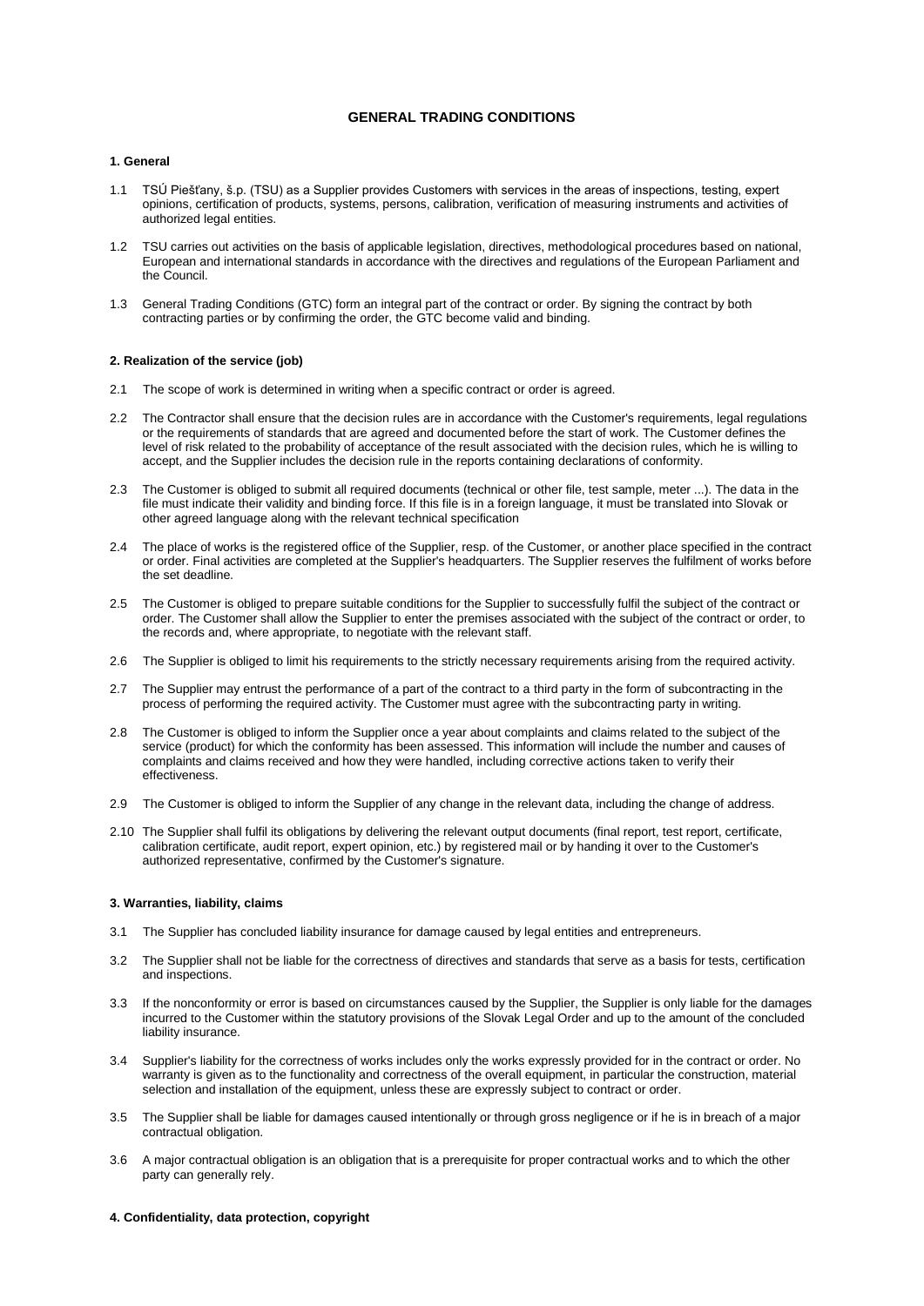# GENERAL TRADING CONDITIONS

## 1. General

1.1 TSÚ Piešťany, š.p. (TSU) as a Supplier provides Customers with services in the areas of inspections, testing, expert opinions, certification of products, systems, persons, calibration, verification of measuring instruments and activities of authorized legal entities.

1.2 TSU carries out activities on the basis of applicable legislation, directives, methodological procedures based on national, European and international standards in accordance with the directives and regulations of the European Parliament and the Council.

1.3 General Trading Conditions (GTC) form an integral part of the contract or order. By signing the contract by both contracting parties or by confirming the order, the GTC become valid and binding.

## 2. Realization of the service (job)

2.1 The scope of work is determined in writing when a specific contract or order is agreed.

2.2 The Contractor shall ensure that the decision rules are in accordance with the Customer's requirements, legal regulations or the requirements of standards that are agreed and documented before the start of work. The Customer defines the level of risk related to the probability of acceptance of the result associated with the decision rules, which he is willing to accept, and the Supplier includes the decision rule in the reports containing declarations of conformity.

2.3 The Customer is obliged to submit all required documents (technical or other file, test sample, meter ...). The data in the file must indicate their validity and binding force. If this file is in a foreign language, it must be translated into Slovak or other agreed language along with the relevant technical specification

2.4 The place of works is the registered office of the Supplier, resp. of the Customer, or another place specified in the contract or order. Final activities are completed at the Supplier's headquarters. The Supplier reserves the fulfilment of works before the set deadline.

2.5 The Customer is obliged to prepare suitable conditions for the Supplier to successfully fulfil the subject of the contract or order. The Customer shall allow the Supplier to enter the premises associated with the subject of the contract or order, to the records and, where appropriate, to negotiate with the relevant staff.

2.6 The Supplier is obliged to limit his requirements to the strictly necessary requirements arising from the required activity.

2.7 The Supplier may entrust the performance of a part of the contract to a third party in the form of subcontracting in the process of performing the required activity. The Customer must agree with the subcontracting party in writing.

2.8 The Customer is obliged to inform the Supplier once a year about complaints and claims related to the subject of the service (product) for which the conformity has been assessed. This information will include the number and causes of complaints and claims received and how they were handled, including corrective actions taken to verify their effectiveness.

2.9 The Customer is obliged to inform the Supplier of any change in the relevant data, including the change of address.

2.10 The Supplier shall fulfil its obligations by delivering the relevant output documents (final report, test report, certificate, calibration certificate, audit report, expert opinion, etc.) by registered mail or by handing it over to the Customer's authorized representative, confirmed by the Customer's signature.

## 3. Warranties, liability, claims

3.1 The Supplier has concluded liability insurance for damage caused by legal entities and entrepreneurs.

3.2 The Supplier shall not be liable for the correctness of directives and standards that serve as a basis for tests, certification and inspections.

3.3 If the nonconformity or error is based on circumstances caused by the Supplier, the Supplier is only liable for the damages incurred to the Customer within the statutory provisions of the Slovak Legal Order and up to the amount of the concluded liability insurance.

3.4 Supplier's liability for the correctness of works includes only the works expressly provided for in the contract or order. No warranty is given as to the functionality and correctness of the overall equipment, in particular the construction, material selection and installation of the equipment, unless these are expressly subject to contract or order.

3.5 The Supplier shall be liable for damages caused intentionally or through gross negligence or if he is in breach of a major contractual obligation.

3.6 A major contractual obligation is an obligation that is a prerequisite for proper contractual works and to which the other party can generally rely.

## 4. Confidentiality, data protection, copyright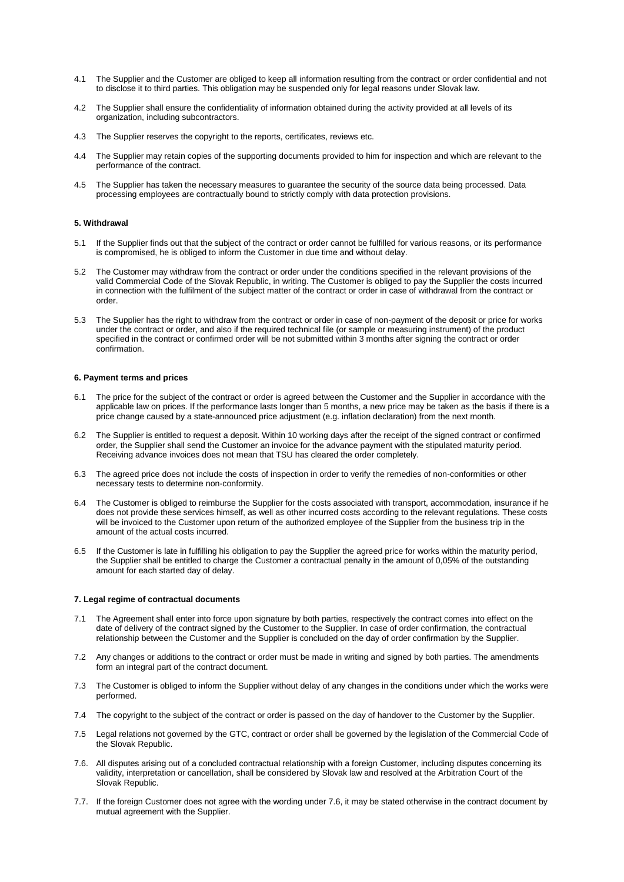4.1 The Supplier and the Customer are obliged to keep all information resulting from the contract or order confidential and not to disclose it to third parties. This obligation may be suspended only for legal reasons under Slovak law.

4.2 The Supplier shall ensure the confidentiality of information obtained during the activity provided at all levels of its organization, including subcontractors.

4.3 The Supplier reserves the copyright to the reports, certificates, reviews etc.

4.4 The Supplier may retain copies of the supporting documents provided to him for inspection and which are relevant to the performance of the contract.

4.5 The Supplier has taken the necessary measures to guarantee the security of the source data being processed. Data processing employees are contractually bound to strictly comply with data protection provisions.

**5. Withdrawal**

5.1 If the Supplier finds out that the subject of the contract or order cannot be fulfilled for various reasons, or its performance is compromised, he is obliged to inform the Customer in due time and without delay.

5.2 The Customer may withdraw from the contract or order under the conditions specified in the relevant provisions of the valid Commercial Code of the Slovak Republic, in writing. The Customer is obliged to pay the Supplier the costs incurred in connection with the fulfilment of the subject matter of the contract or order in case of withdrawal from the contract or order.

5.3 The Supplier has the right to withdraw from the contract or order in case of non-payment of the deposit or price for works under the contract or order, and also if the required technical file (or sample or measuring instrument) of the product specified in the contract or confirmed order will be not submitted within 3 months after signing the contract or order confirmation.

**6. Payment terms and prices**

6.1 The price for the subject of the contract or order is agreed between the Customer and the Supplier in accordance with the applicable law on prices. If the performance lasts longer than 5 months, a new price may be taken as the basis if there is a price change caused by a state-announced price adjustment (e.g. inflation declaration) from the next month.

6.2 The Supplier is entitled to request a deposit. Within 10 working days after the receipt of the signed contract or confirmed order, the Supplier shall send the Customer an invoice for the advance payment with the stipulated maturity period. Receiving advance invoices does not mean that TSU has cleared the order completely.

6.3 The agreed price does not include the costs of inspection in order to verify the remedies of non-conformities or other necessary tests to determine non-conformity.

6.4 The Customer is obliged to reimburse the Supplier for the costs associated with transport, accommodation, insurance if he does not provide these services himself, as well as other incurred costs according to the relevant regulations. These costs will be invoiced to the Customer upon return of the authorized employee of the Supplier from the business trip in the amount of the actual costs incurred.

6.5 If the Customer is late in fulfilling his obligation to pay the Supplier the agreed price for works within the maturity period, the Supplier shall be entitled to charge the Customer a contractual penalty in the amount of 0,05% of the outstanding amount for each started day of delay.

**7. Legal regime of contractual documents**

7.1 The Agreement shall enter into force upon signature by both parties, respectively the contract comes into effect on the date of delivery of the contract signed by the Customer to the Supplier. In case of order confirmation, the contractual relationship between the Customer and the Supplier is concluded on the day of order confirmation by the Supplier.

7.2 Any changes or additions to the contract or order must be made in writing and signed by both parties. The amendments form an integral part of the contract document.

7.3 The Customer is obliged to inform the Supplier without delay of any changes in the conditions under which the works were performed.

7.4 The copyright to the subject of the contract or order is passed on the day of handover to the Customer by the Supplier.

7.5 Legal relations not governed by the GTC, contract or order shall be governed by the legislation of the Commercial Code of the Slovak Republic.

7.6. All disputes arising out of a concluded contractual relationship with a foreign Customer, including disputes concerning its validity, interpretation or cancellation, shall be considered by Slovak law and resolved at the Arbitration Court of the Slovak Republic.

7.7. If the foreign Customer does not agree with the wording under 7.6, it may be stated otherwise in the contract document by mutual agreement with the Supplier.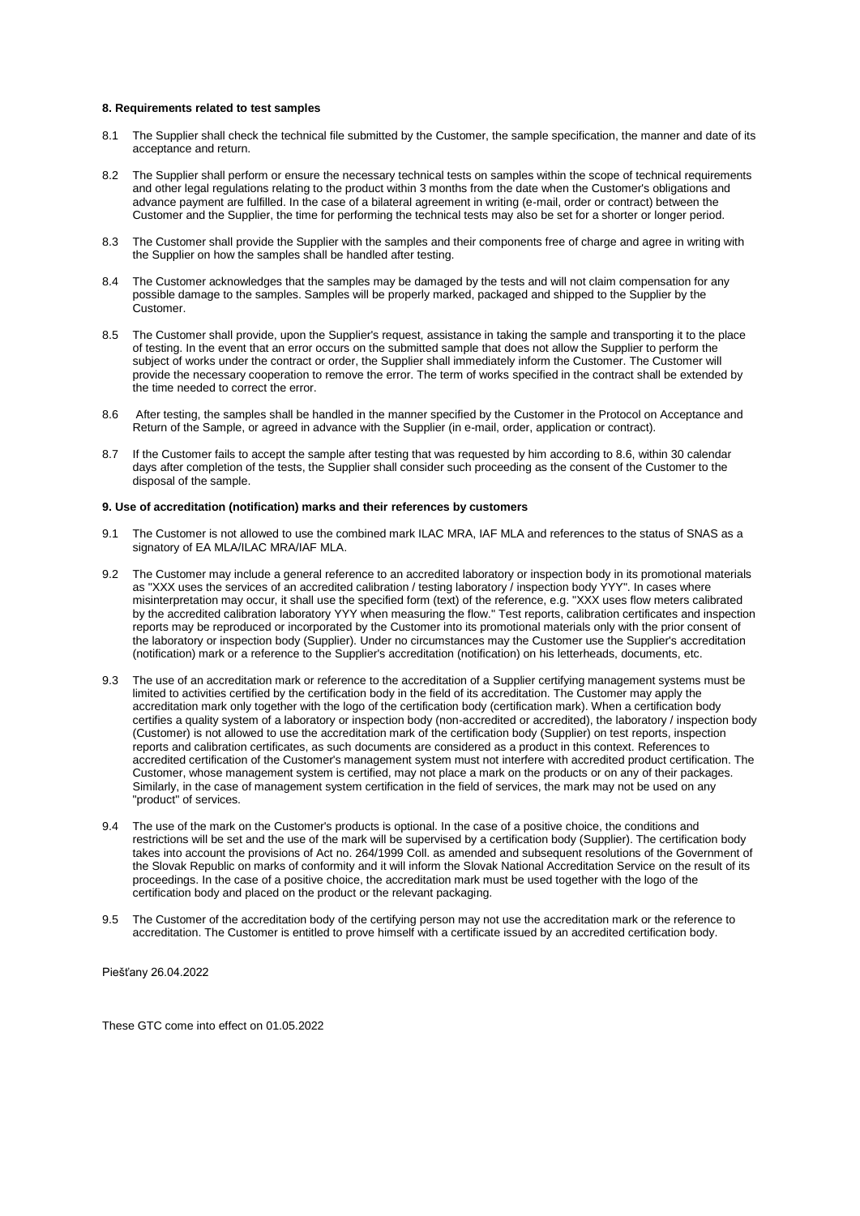**8. Requirements related to test samples**

8.1 The Supplier shall check the technical file submitted by the Customer, the sample specification, the manner and date of its acceptance and return.

8.2 The Supplier shall perform or ensure the necessary technical tests on samples within the scope of technical requirements and other legal regulations relating to the product within 3 months from the date when the Customer's obligations and advance payment are fulfilled. In the case of a bilateral agreement in writing (e-mail, order or contract) between the Customer and the Supplier, the time for performing the technical tests may also be set for a shorter or longer period.

8.3 The Customer shall provide the Supplier with the samples and their components free of charge and agree in writing with the Supplier on how the samples shall be handled after testing.

8.4 The Customer acknowledges that the samples may be damaged by the tests and will not claim compensation for any possible damage to the samples. Samples will be properly marked, packaged and shipped to the Supplier by the Customer.

8.5 The Customer shall provide, upon the Supplier's request, assistance in taking the sample and transporting it to the place of testing. In the event that an error occurs on the submitted sample that does not allow the Supplier to perform the subject of works under the contract or order, the Supplier shall immediately inform the Customer. The Customer will provide the necessary cooperation to remove the error. The term of works specified in the contract shall be extended by the time needed to correct the error.

8.6 After testing, the samples shall be handled in the manner specified by the Customer in the Protocol on Acceptance and Return of the Sample, or agreed in advance with the Supplier (in e-mail, order, application or contract).

8.7 If the Customer fails to accept the sample after testing that was requested by him according to 8.6, within 30 calendar days after completion of the tests, the Supplier shall consider such proceeding as the consent of the Customer to the disposal of the sample.

**9. Use of accreditation (notification) marks and their references by customers**

9.1 The Customer is not allowed to use the combined mark ILAC MRA, IAF MLA and references to the status of SNAS as a signatory of EA MLA/ILAC MRA/IAF MLA.

9.2 The Customer may include a general reference to an accredited laboratory or inspection body in its promotional materials as "XXX uses the services of an accredited calibration / testing laboratory / inspection body YYY". In cases where misinterpretation may occur, it shall use the specified form (text) of the reference, e.g. "XXX uses flow meters calibrated by the accredited calibration laboratory YYY when measuring the flow." Test reports, calibration certificates and inspection reports may be reproduced or incorporated by the Customer into its promotional materials only with the prior consent of the laboratory or inspection body (Supplier). Under no circumstances may the Customer use the Supplier's accreditation (notification) mark or a reference to the Supplier's accreditation (notification) on his letterheads, documents, etc.

9.3 The use of an accreditation mark or reference to the accreditation of a Supplier certifying management systems must be limited to activities certified by the certification body in the field of its accreditation. The Customer may apply the accreditation mark only together with the logo of the certification body (certification mark). When a certification body certifies a quality system of a laboratory or inspection body (non-accredited or accredited), the laboratory / inspection body (Customer) is not allowed to use the accreditation mark of the certification body (Supplier) on test reports, inspection reports and calibration certificates, as such documents are considered as a product in this context. References to accredited certification of the Customer's management system must not interfere with accredited product certification. The Customer, whose management system is certified, may not place a mark on the products or on any of their packages. Similarly, in the case of management system certification in the field of services, the mark may not be used on any "product" of services.

9.4 The use of the mark on the Customer's products is optional. In the case of a positive choice, the conditions and restrictions will be set and the use of the mark will be supervised by a certification body (Supplier). The certification body takes into account the provisions of Act no. 264/1999 Coll. as amended and subsequent resolutions of the Government of the Slovak Republic on marks of conformity and it will inform the Slovak National Accreditation Service on the result of its proceedings. In the case of a positive choice, the accreditation mark must be used together with the logo of the certification body and placed on the product or the relevant packaging.

9.5 The Customer of the accreditation body of the certifying person may not use the accreditation mark or the reference to accreditation. The Customer is entitled to prove himself with a certificate issued by an accredited certification body.

Piešťany 26.04.2022

These GTC come into effect on 01.05.2022